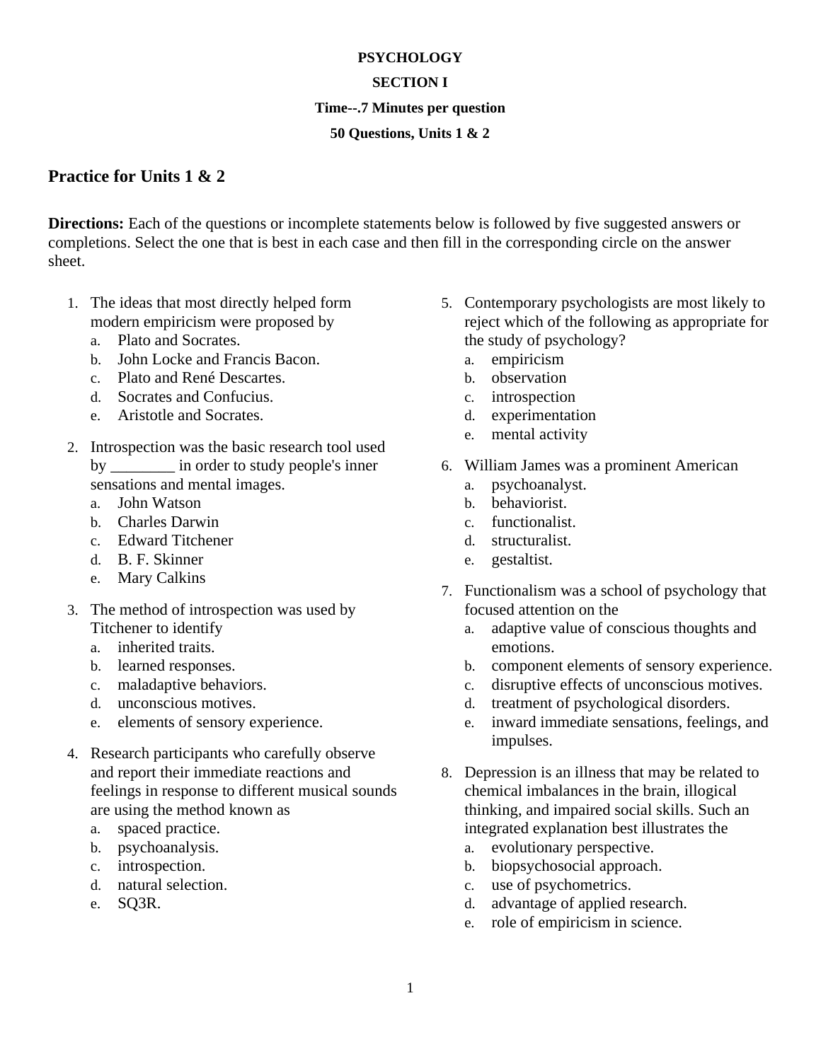**PSYCHOLOGY**

**SECTION I**

**Time--.7 Minutes per question**

**50 Questions, Units 1 & 2**

## Practice for Units 1 & 2

**Directions:** Each of the questions or incomplete statements below is followed by five suggested answers or completions. Select the one that is best in each case and then fill in the corresponding circle on the answer sheet.

1. The ideas that most directly helped form modern empiricism were proposed by
   a. Plato and Socrates.
   b. John Locke and Francis Bacon.
   c. Plato and René Descartes.
   d. Socrates and Confucius.
   e. Aristotle and Socrates.

2. Introspection was the basic research tool used by ________ in order to study people's inner sensations and mental images.
   a. John Watson
   b. Charles Darwin
   c. Edward Titchener
   d. B. F. Skinner
   e. Mary Calkins

3. The method of introspection was used by Titchener to identify
   a. inherited traits.
   b. learned responses.
   c. maladaptive behaviors.
   d. unconscious motives.
   e. elements of sensory experience.

4. Research participants who carefully observe and report their immediate reactions and feelings in response to different musical sounds are using the method known as
   a. spaced practice.
   b. psychoanalysis.
   c. introspection.
   d. natural selection.
   e. SQ3R.

5. Contemporary psychologists are most likely to reject which of the following as appropriate for the study of psychology?
   a. empiricism
   b. observation
   c. introspection
   d. experimentation
   e. mental activity

6. William James was a prominent American
   a. psychoanalyst.
   b. behaviorist.
   c. functionalist.
   d. structuralist.
   e. gestaltist.

7. Functionalism was a school of psychology that focused attention on the
   a. adaptive value of conscious thoughts and emotions.
   b. component elements of sensory experience.
   c. disruptive effects of unconscious motives.
   d. treatment of psychological disorders.
   e. inward immediate sensations, feelings, and impulses.

8. Depression is an illness that may be related to chemical imbalances in the brain, illogical thinking, and impaired social skills. Such an integrated explanation best illustrates the
   a. evolutionary perspective.
   b. biopsychosocial approach.
   c. use of psychometrics.
   d. advantage of applied research.
   e. role of empiricism in science.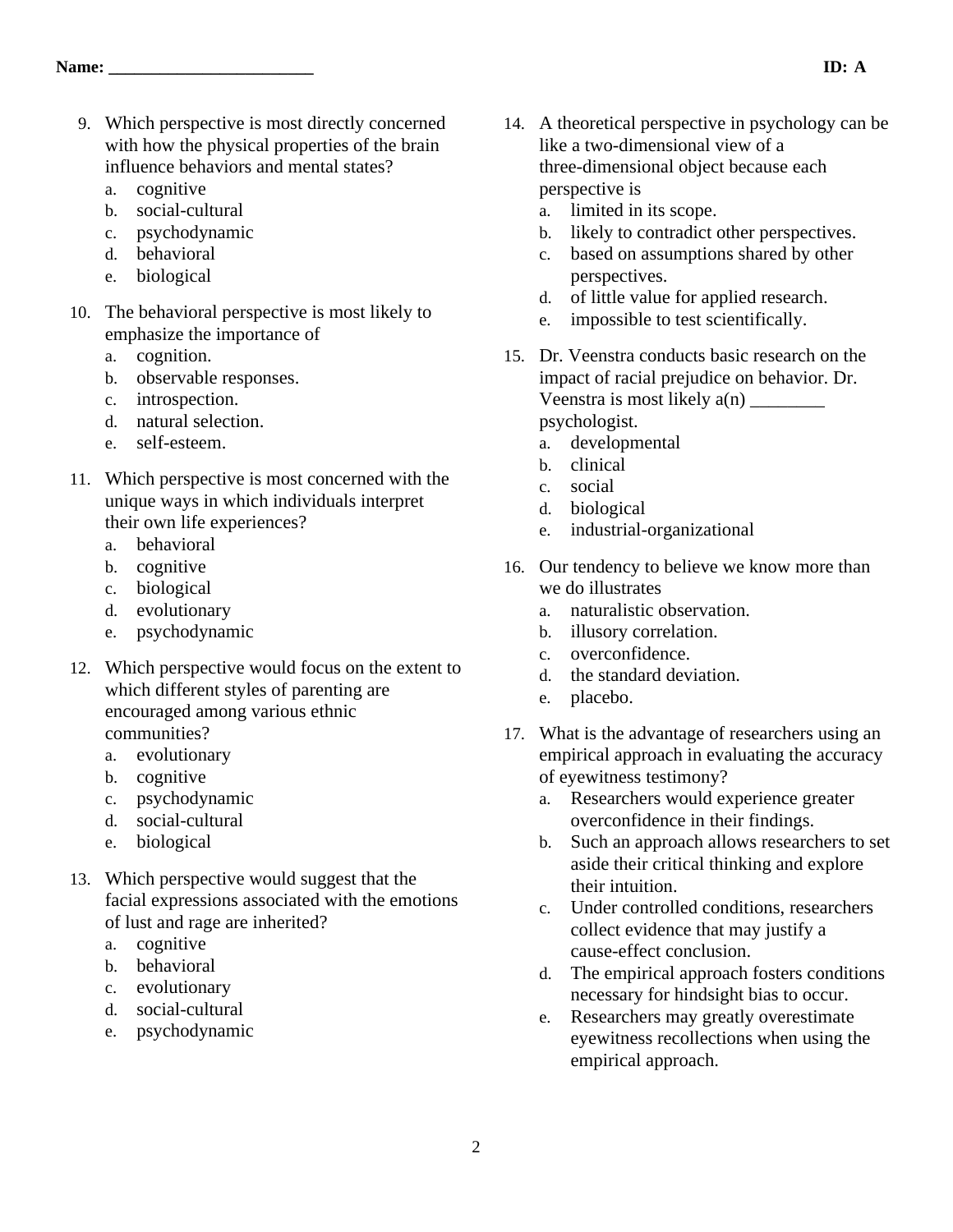Name: _______________________ ID: A

9. Which perspective is most directly concerned with how the physical properties of the brain influence behaviors and mental states?
   a. cognitive
   b. social-cultural
   c. psychodynamic
   d. behavioral
   e. biological

10. The behavioral perspective is most likely to emphasize the importance of
    a. cognition.
    b. observable responses.
    c. introspection.
    d. natural selection.
    e. self-esteem.

11. Which perspective is most concerned with the unique ways in which individuals interpret their own life experiences?
    a. behavioral
    b. cognitive
    c. biological
    d. evolutionary
    e. psychodynamic

12. Which perspective would focus on the extent to which different styles of parenting are encouraged among various ethnic communities?
    a. evolutionary
    b. cognitive
    c. psychodynamic
    d. social-cultural
    e. biological

13. Which perspective would suggest that the facial expressions associated with the emotions of lust and rage are inherited?
    a. cognitive
    b. behavioral
    c. evolutionary
    d. social-cultural
    e. psychodynamic

14. A theoretical perspective in psychology can be like a two-dimensional view of a three-dimensional object because each perspective is
    a. limited in its scope.
    b. likely to contradict other perspectives.
    c. based on assumptions shared by other perspectives.
    d. of little value for applied research.
    e. impossible to test scientifically.

15. Dr. Veenstra conducts basic research on the impact of racial prejudice on behavior. Dr. Veenstra is most likely a(n) ________ psychologist.
    a. developmental
    b. clinical
    c. social
    d. biological
    e. industrial-organizational

16. Our tendency to believe we know more than we do illustrates
    a. naturalistic observation.
    b. illusory correlation.
    c. overconfidence.
    d. the standard deviation.
    e. placebo.

17. What is the advantage of researchers using an empirical approach in evaluating the accuracy of eyewitness testimony?
    a. Researchers would experience greater overconfidence in their findings.
    b. Such an approach allows researchers to set aside their critical thinking and explore their intuition.
    c. Under controlled conditions, researchers collect evidence that may justify a cause-effect conclusion.
    d. The empirical approach fosters conditions necessary for hindsight bias to occur.
    e. Researchers may greatly overestimate eyewitness recollections when using the empirical approach.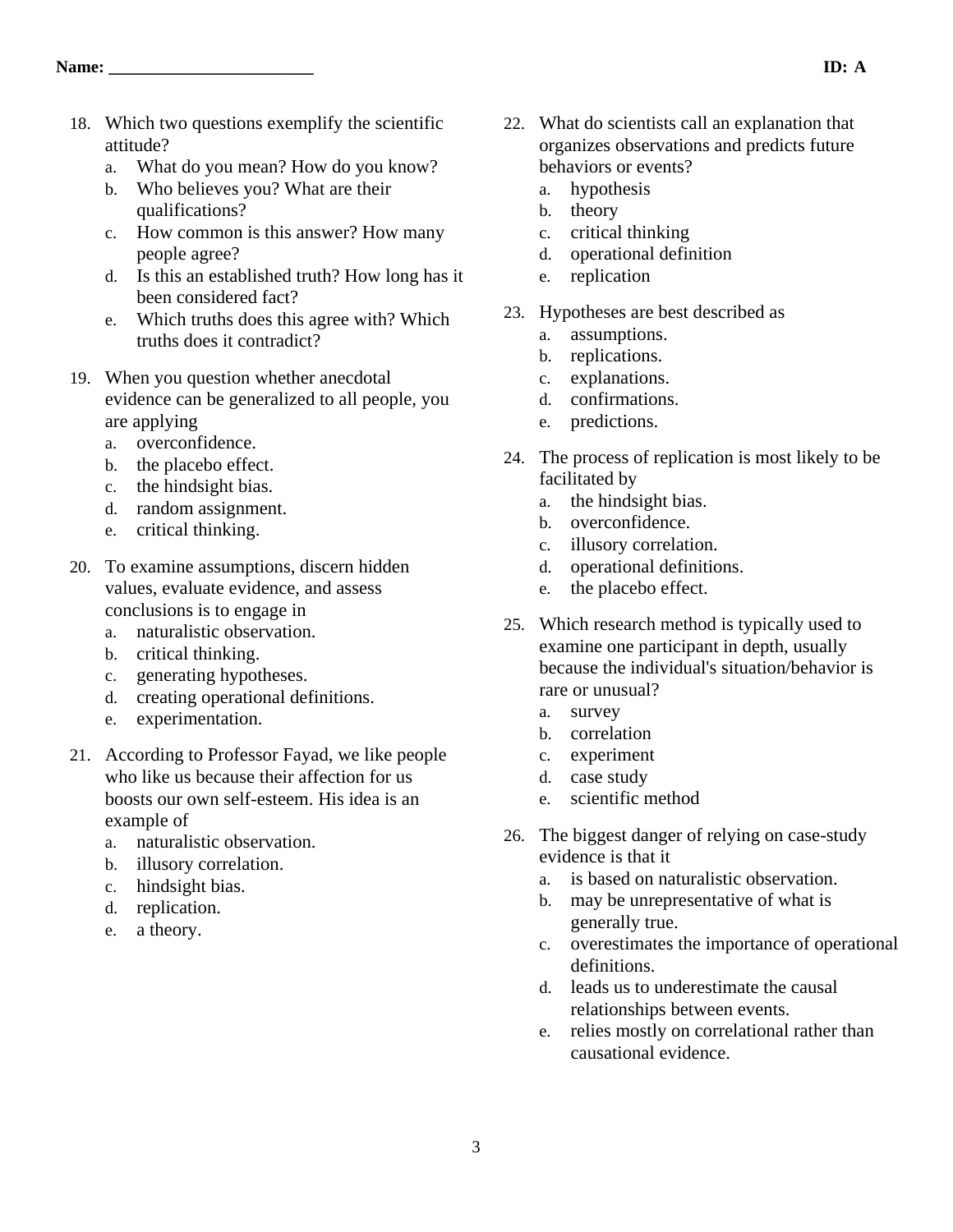Name: ________________________ ID: A

18. Which two questions exemplify the scientific attitude?
    a. What do you mean? How do you know?
    b. Who believes you? What are their qualifications?
    c. How common is this answer? How many people agree?
    d. Is this an established truth? How long has it been considered fact?
    e. Which truths does this agree with? Which truths does it contradict?

19. When you question whether anecdotal evidence can be generalized to all people, you are applying
    a. overconfidence.
    b. the placebo effect.
    c. the hindsight bias.
    d. random assignment.
    e. critical thinking.

20. To examine assumptions, discern hidden values, evaluate evidence, and assess conclusions is to engage in
    a. naturalistic observation.
    b. critical thinking.
    c. generating hypotheses.
    d. creating operational definitions.
    e. experimentation.

21. According to Professor Fayad, we like people who like us because their affection for us boosts our own self-esteem. His idea is an example of
    a. naturalistic observation.
    b. illusory correlation.
    c. hindsight bias.
    d. replication.
    e. a theory.

22. What do scientists call an explanation that organizes observations and predicts future behaviors or events?
    a. hypothesis
    b. theory
    c. critical thinking
    d. operational definition
    e. replication

23. Hypotheses are best described as
    a. assumptions.
    b. replications.
    c. explanations.
    d. confirmations.
    e. predictions.

24. The process of replication is most likely to be facilitated by
    a. the hindsight bias.
    b. overconfidence.
    c. illusory correlation.
    d. operational definitions.
    e. the placebo effect.

25. Which research method is typically used to examine one participant in depth, usually because the individual's situation/behavior is rare or unusual?
    a. survey
    b. correlation
    c. experiment
    d. case study
    e. scientific method

26. The biggest danger of relying on case-study evidence is that it
    a. is based on naturalistic observation.
    b. may be unrepresentative of what is generally true.
    c. overestimates the importance of operational definitions.
    d. leads us to underestimate the causal relationships between events.
    e. relies mostly on correlational rather than causational evidence.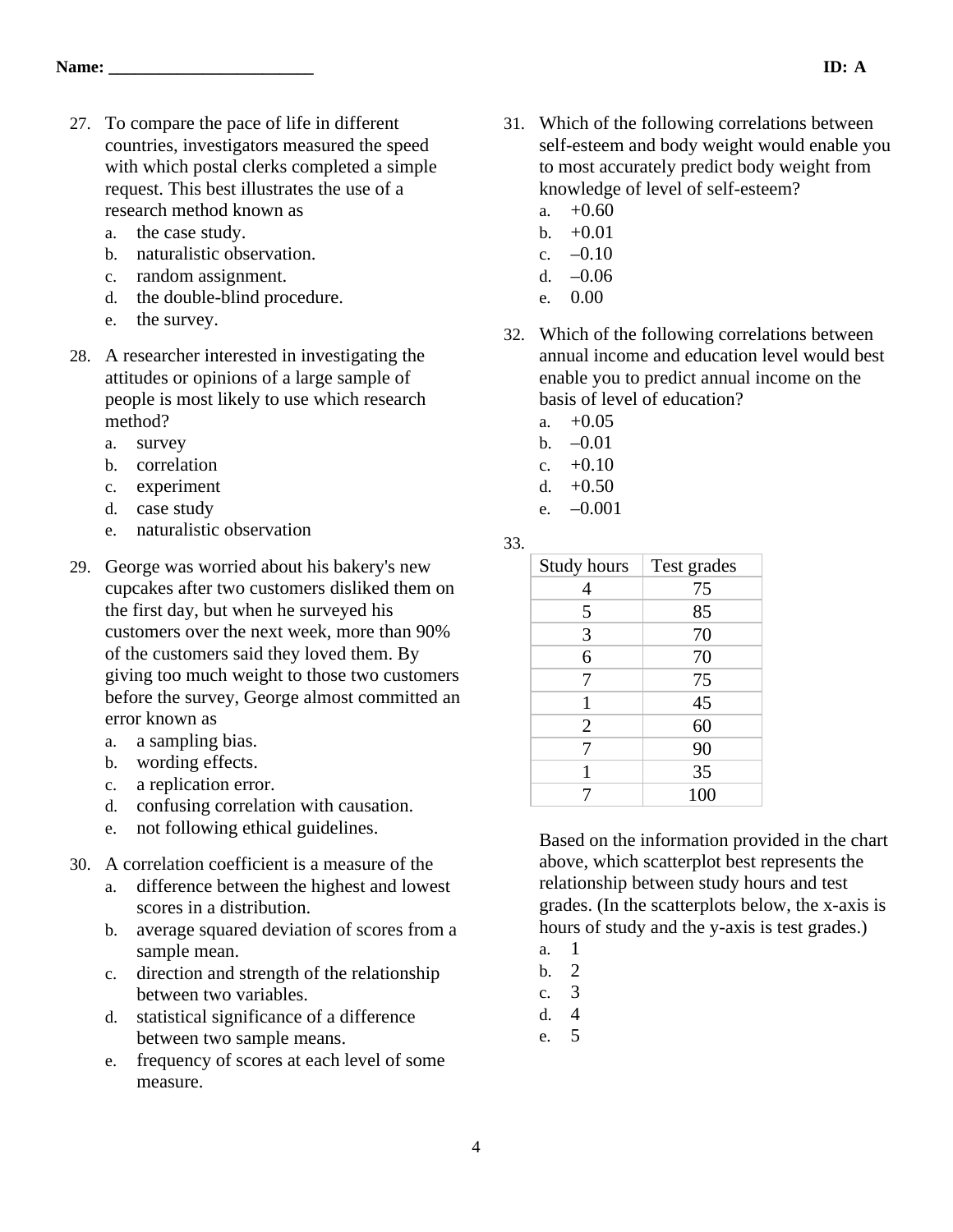27. To compare the pace of life in different countries, investigators measured the speed with which postal clerks completed a simple request. This best illustrates the use of a research method known as
    a. the case study.
    b. naturalistic observation.
    c. random assignment.
    d. the double-blind procedure.
    e. the survey.

28. A researcher interested in investigating the attitudes or opinions of a large sample of people is most likely to use which research method?
    a. survey
    b. correlation
    c. experiment
    d. case study
    e. naturalistic observation

29. George was worried about his bakery's new cupcakes after two customers disliked them on the first day, but when he surveyed his customers over the next week, more than 90% of the customers said they loved them. By giving too much weight to those two customers before the survey, George almost committed an error known as
    a. a sampling bias.
    b. wording effects.
    c. a replication error.
    d. confusing correlation with causation.
    e. not following ethical guidelines.

30. A correlation coefficient is a measure of the
    a. difference between the highest and lowest scores in a distribution.
    b. average squared deviation of scores from a sample mean.
    c. direction and strength of the relationship between two variables.
    d. statistical significance of a difference between two sample means.
    e. frequency of scores at each level of some measure.

31. Which of the following correlations between self-esteem and body weight would enable you to most accurately predict body weight from knowledge of level of self-esteem?
    a. +0.60
    b. +0.01
    c. –0.10
    d. –0.06
    e. 0.00

32. Which of the following correlations between annual income and education level would best enable you to predict annual income on the basis of level of education?
    a. +0.05
    b. –0.01
    c. +0.10
    d. +0.50
    e. –0.001

33.

| Study hours | Test grades |
| --- | --- |
| 4 | 75 |
| 5 | 85 |
| 3 | 70 |
| 6 | 70 |
| 7 | 75 |
| 1 | 45 |
| 2 | 60 |
| 7 | 90 |
| 1 | 35 |
| 7 | 100 |

Based on the information provided in the chart above, which scatterplot best represents the relationship between study hours and test grades. (In the scatterplots below, the x-axis is hours of study and the y-axis is test grades.)
    a. 1
    b. 2
    c. 3
    d. 4
    e. 5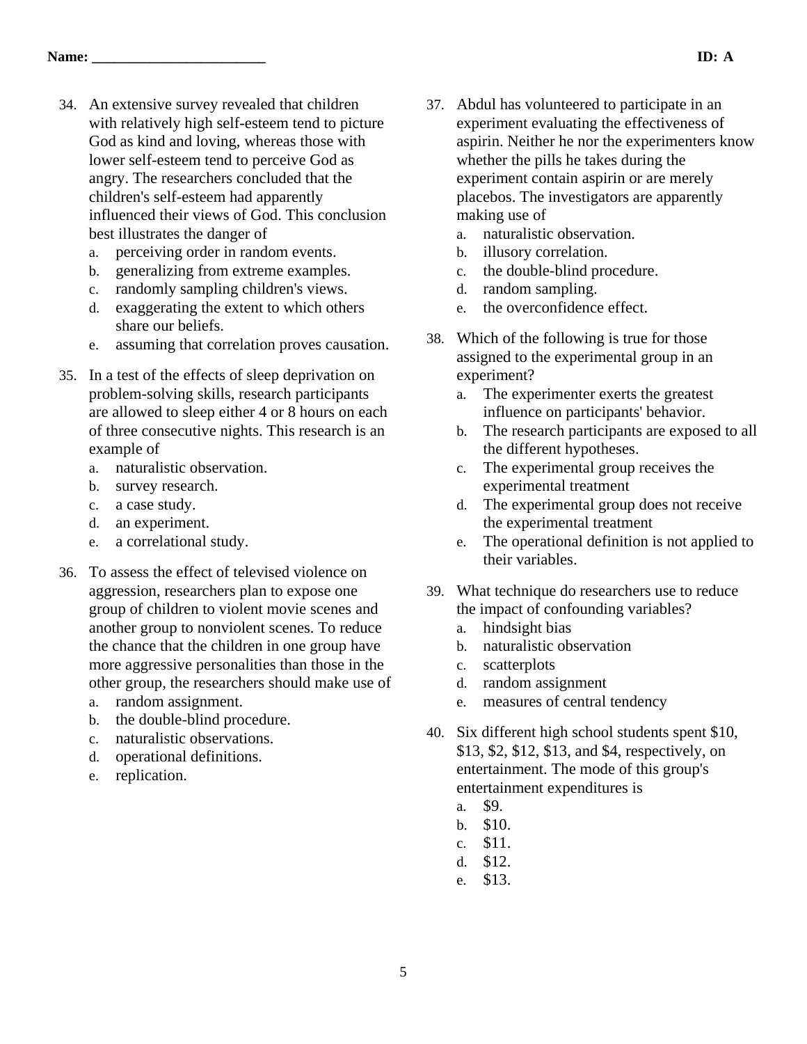Name: ________________________ ID: A

34. An extensive survey revealed that children with relatively high self-esteem tend to picture God as kind and loving, whereas those with lower self-esteem tend to perceive God as angry. The researchers concluded that the children's self-esteem had apparently influenced their views of God. This conclusion best illustrates the danger of
    a. perceiving order in random events.
    b. generalizing from extreme examples.
    c. randomly sampling children's views.
    d. exaggerating the extent to which others share our beliefs.
    e. assuming that correlation proves causation.

35. In a test of the effects of sleep deprivation on problem-solving skills, research participants are allowed to sleep either 4 or 8 hours on each of three consecutive nights. This research is an example of
    a. naturalistic observation.
    b. survey research.
    c. a case study.
    d. an experiment.
    e. a correlational study.

36. To assess the effect of televised violence on aggression, researchers plan to expose one group of children to violent movie scenes and another group to nonviolent scenes. To reduce the chance that the children in one group have more aggressive personalities than those in the other group, the researchers should make use of
    a. random assignment.
    b. the double-blind procedure.
    c. naturalistic observations.
    d. operational definitions.
    e. replication.

37. Abdul has volunteered to participate in an experiment evaluating the effectiveness of aspirin. Neither he nor the experimenters know whether the pills he takes during the experiment contain aspirin or are merely placebos. The investigators are apparently making use of
    a. naturalistic observation.
    b. illusory correlation.
    c. the double-blind procedure.
    d. random sampling.
    e. the overconfidence effect.

38. Which of the following is true for those assigned to the experimental group in an experiment?
    a. The experimenter exerts the greatest influence on participants' behavior.
    b. The research participants are exposed to all the different hypotheses.
    c. The experimental group receives the experimental treatment
    d. The experimental group does not receive the experimental treatment
    e. The operational definition is not applied to their variables.

39. What technique do researchers use to reduce the impact of confounding variables?
    a. hindsight bias
    b. naturalistic observation
    c. scatterplots
    d. random assignment
    e. measures of central tendency

40. Six different high school students spent $10, $13, $2, $12, $13, and $4, respectively, on entertainment. The mode of this group's entertainment expenditures is
    a. $9.
    b. $10.
    c. $11.
    d. $12.
    e. $13.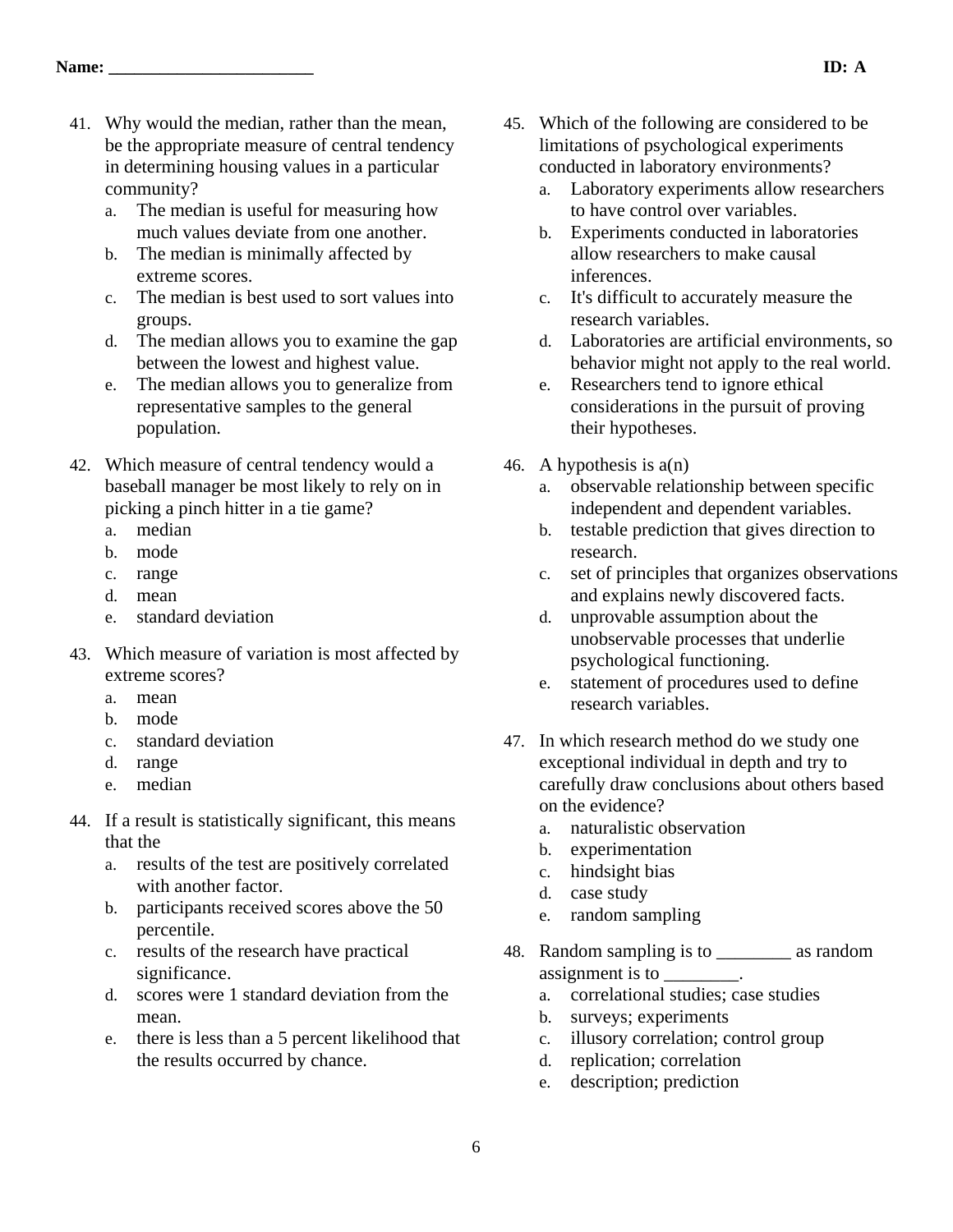Name: ________________________ ID: A

41. Why would the median, rather than the mean, be the appropriate measure of central tendency in determining housing values in a particular community?
    a. The median is useful for measuring how much values deviate from one another.
    b. The median is minimally affected by extreme scores.
    c. The median is best used to sort values into groups.
    d. The median allows you to examine the gap between the lowest and highest value.
    e. The median allows you to generalize from representative samples to the general population.

42. Which measure of central tendency would a baseball manager be most likely to rely on in picking a pinch hitter in a tie game?
    a. median
    b. mode
    c. range
    d. mean
    e. standard deviation

43. Which measure of variation is most affected by extreme scores?
    a. mean
    b. mode
    c. standard deviation
    d. range
    e. median

44. If a result is statistically significant, this means that the
    a. results of the test are positively correlated with another factor.
    b. participants received scores above the 50 percentile.
    c. results of the research have practical significance.
    d. scores were 1 standard deviation from the mean.
    e. there is less than a 5 percent likelihood that the results occurred by chance.

45. Which of the following are considered to be limitations of psychological experiments conducted in laboratory environments?
    a. Laboratory experiments allow researchers to have control over variables.
    b. Experiments conducted in laboratories allow researchers to make causal inferences.
    c. It's difficult to accurately measure the research variables.
    d. Laboratories are artificial environments, so behavior might not apply to the real world.
    e. Researchers tend to ignore ethical considerations in the pursuit of proving their hypotheses.

46. A hypothesis is a(n)
    a. observable relationship between specific independent and dependent variables.
    b. testable prediction that gives direction to research.
    c. set of principles that organizes observations and explains newly discovered facts.
    d. unprovable assumption about the unobservable processes that underlie psychological functioning.
    e. statement of procedures used to define research variables.

47. In which research method do we study one exceptional individual in depth and try to carefully draw conclusions about others based on the evidence?
    a. naturalistic observation
    b. experimentation
    c. hindsight bias
    d. case study
    e. random sampling

48. Random sampling is to ________ as random assignment is to ________.
    a. correlational studies; case studies
    b. surveys; experiments
    c. illusory correlation; control group
    d. replication; correlation
    e. description; prediction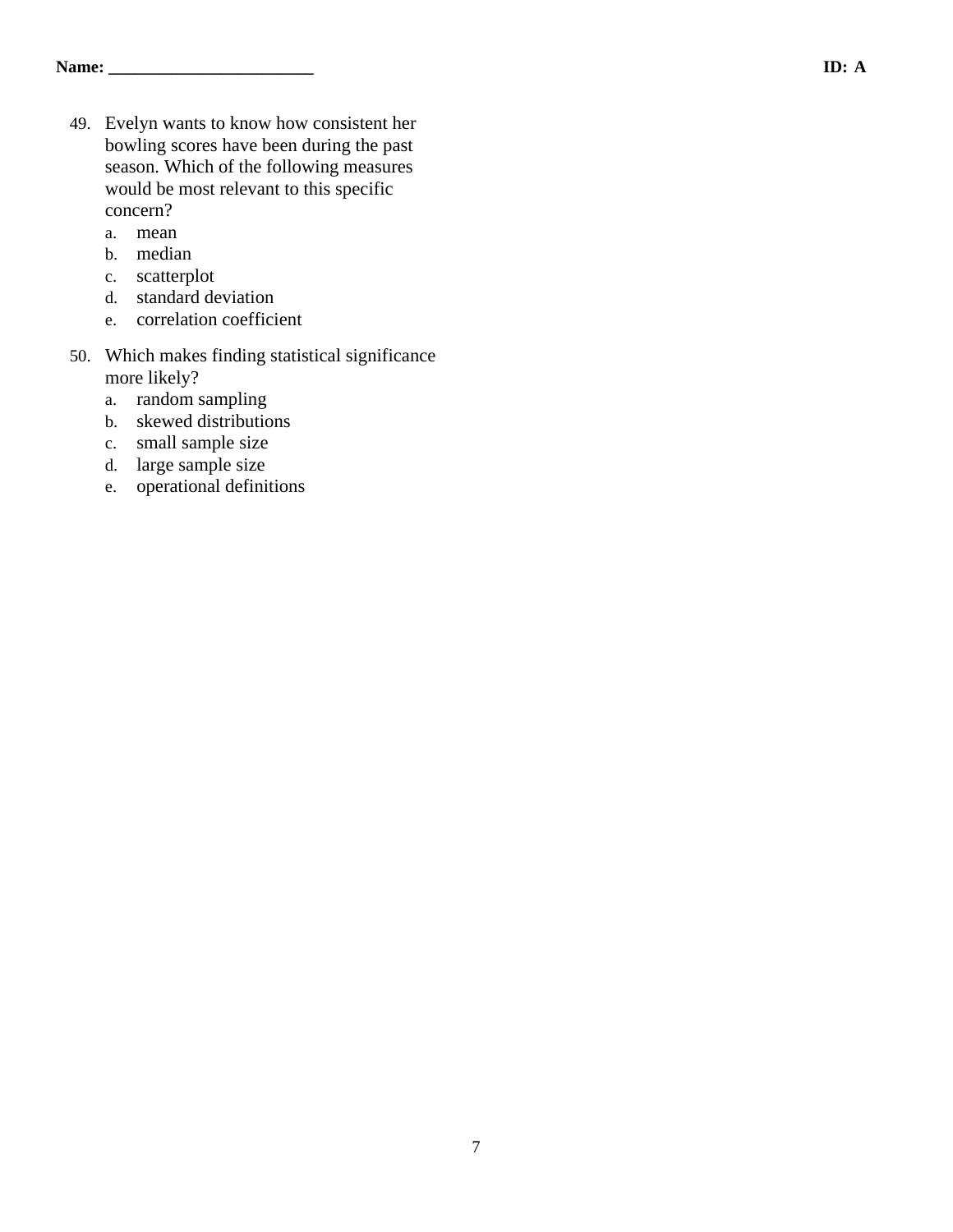Name: ________________________ ID: A

49. Evelyn wants to know how consistent her bowling scores have been during the past season. Which of the following measures would be most relevant to this specific concern?
    a. mean
    b. median
    c. scatterplot
    d. standard deviation
    e. correlation coefficient

50. Which makes finding statistical significance more likely?
    a. random sampling
    b. skewed distributions
    c. small sample size
    d. large sample size
    e. operational definitions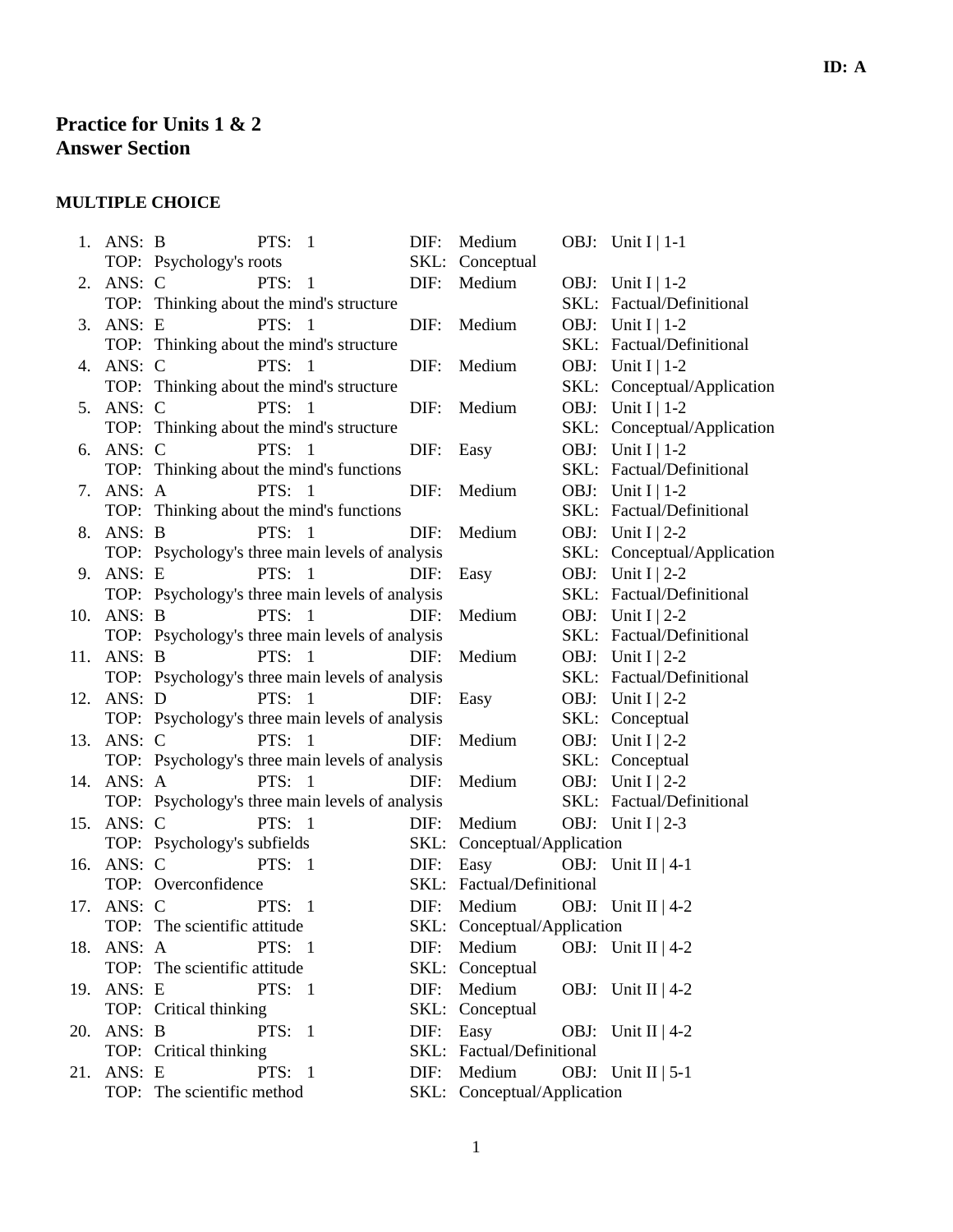**ID: A**

# Practice for Units 1 & 2
# Answer Section

## MULTIPLE CHOICE

1. ANS: B PTS: 1 DIF: Medium OBJ: Unit I | 1-1
   TOP: Psychology's roots SKL: Conceptual
2. ANS: C PTS: 1 DIF: Medium OBJ: Unit I | 1-2
   TOP: Thinking about the mind's structure SKL: Factual/Definitional
3. ANS: E PTS: 1 DIF: Medium OBJ: Unit I | 1-2
   TOP: Thinking about the mind's structure SKL: Factual/Definitional
4. ANS: C PTS: 1 DIF: Medium OBJ: Unit I | 1-2
   TOP: Thinking about the mind's structure SKL: Conceptual/Application
5. ANS: C PTS: 1 DIF: Medium OBJ: Unit I | 1-2
   TOP: Thinking about the mind's structure SKL: Conceptual/Application
6. ANS: C PTS: 1 DIF: Easy OBJ: Unit I | 1-2
   TOP: Thinking about the mind's functions SKL: Factual/Definitional
7. ANS: A PTS: 1 DIF: Medium OBJ: Unit I | 1-2
   TOP: Thinking about the mind's functions SKL: Factual/Definitional
8. ANS: B PTS: 1 DIF: Medium OBJ: Unit I | 2-2
   TOP: Psychology's three main levels of analysis SKL: Conceptual/Application
9. ANS: E PTS: 1 DIF: Easy OBJ: Unit I | 2-2
   TOP: Psychology's three main levels of analysis SKL: Factual/Definitional
10. ANS: B PTS: 1 DIF: Medium OBJ: Unit I | 2-2
    TOP: Psychology's three main levels of analysis SKL: Factual/Definitional
11. ANS: B PTS: 1 DIF: Medium OBJ: Unit I | 2-2
    TOP: Psychology's three main levels of analysis SKL: Factual/Definitional
12. ANS: D PTS: 1 DIF: Easy OBJ: Unit I | 2-2
    TOP: Psychology's three main levels of analysis SKL: Conceptual
13. ANS: C PTS: 1 DIF: Medium OBJ: Unit I | 2-2
    TOP: Psychology's three main levels of analysis SKL: Conceptual
14. ANS: A PTS: 1 DIF: Medium OBJ: Unit I | 2-2
    TOP: Psychology's three main levels of analysis SKL: Factual/Definitional
15. ANS: C PTS: 1 DIF: Medium OBJ: Unit I | 2-3
    TOP: Psychology's subfields SKL: Conceptual/Application
16. ANS: C PTS: 1 DIF: Easy OBJ: Unit II | 4-1
    TOP: Overconfidence SKL: Factual/Definitional
17. ANS: C PTS: 1 DIF: Medium OBJ: Unit II | 4-2
    TOP: The scientific attitude SKL: Conceptual/Application
18. ANS: A PTS: 1 DIF: Medium OBJ: Unit II | 4-2
    TOP: The scientific attitude SKL: Conceptual
19. ANS: E PTS: 1 DIF: Medium OBJ: Unit II | 4-2
    TOP: Critical thinking SKL: Conceptual
20. ANS: B PTS: 1 DIF: Easy OBJ: Unit II | 4-2
    TOP: Critical thinking SKL: Factual/Definitional
21. ANS: E PTS: 1 DIF: Medium OBJ: Unit II | 5-1
    TOP: The scientific method SKL: Conceptual/Application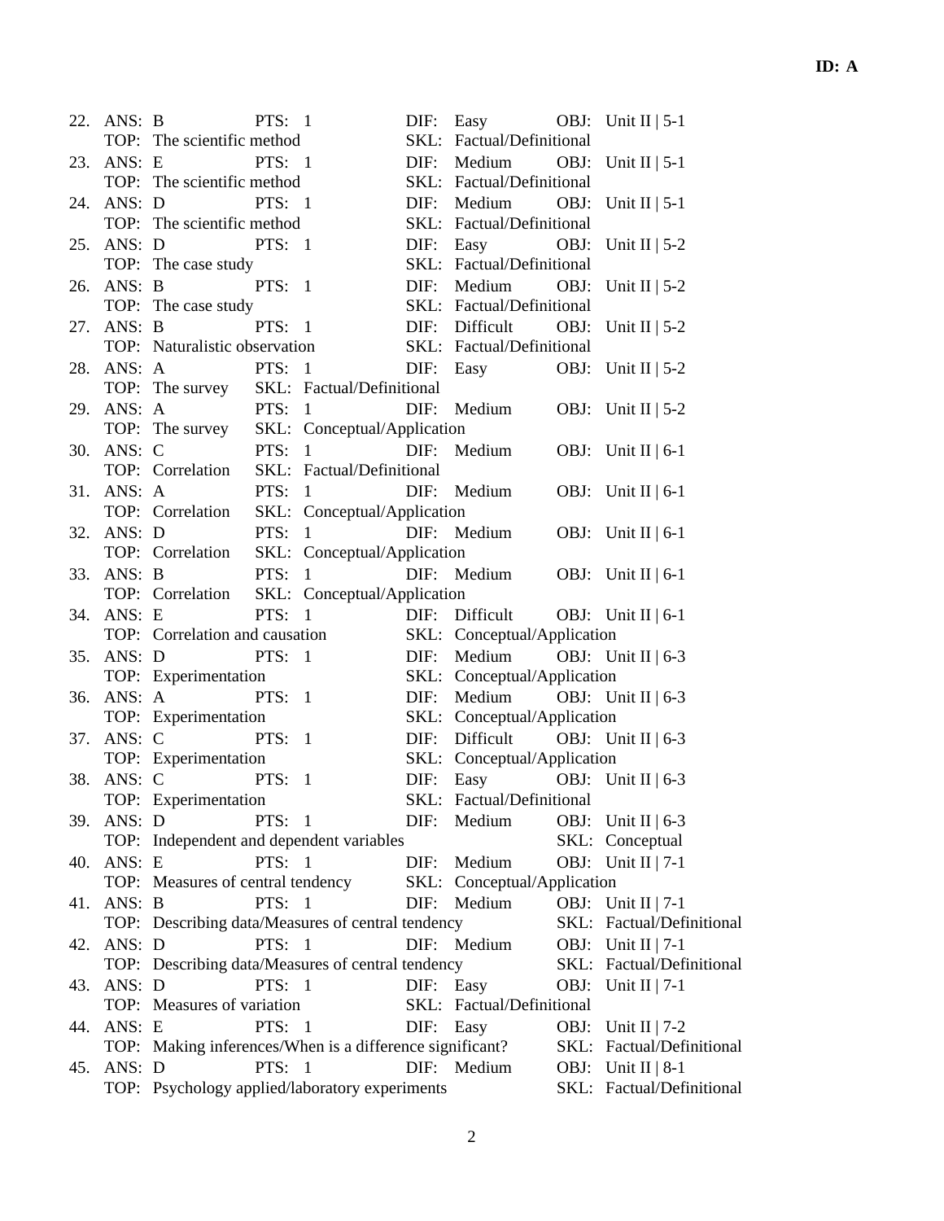ID: A

22. ANS: B PTS: 1 DIF: Easy OBJ: Unit II | 5-1
 TOP: The scientific method SKL: Factual/Definitional
23. ANS: E PTS: 1 DIF: Medium OBJ: Unit II | 5-1
 TOP: The scientific method SKL: Factual/Definitional
24. ANS: D PTS: 1 DIF: Medium OBJ: Unit II | 5-1
 TOP: The scientific method SKL: Factual/Definitional
25. ANS: D PTS: 1 DIF: Easy OBJ: Unit II | 5-2
 TOP: The case study SKL: Factual/Definitional
26. ANS: B PTS: 1 DIF: Medium OBJ: Unit II | 5-2
 TOP: The case study SKL: Factual/Definitional
27. ANS: B PTS: 1 DIF: Difficult OBJ: Unit II | 5-2
 TOP: Naturalistic observation SKL: Factual/Definitional
28. ANS: A PTS: 1 DIF: Easy OBJ: Unit II | 5-2
 TOP: The survey SKL: Factual/Definitional
29. ANS: A PTS: 1 DIF: Medium OBJ: Unit II | 5-2
 TOP: The survey SKL: Conceptual/Application
30. ANS: C PTS: 1 DIF: Medium OBJ: Unit II | 6-1
 TOP: Correlation SKL: Factual/Definitional
31. ANS: A PTS: 1 DIF: Medium OBJ: Unit II | 6-1
 TOP: Correlation SKL: Conceptual/Application
32. ANS: D PTS: 1 DIF: Medium OBJ: Unit II | 6-1
 TOP: Correlation SKL: Conceptual/Application
33. ANS: B PTS: 1 DIF: Medium OBJ: Unit II | 6-1
 TOP: Correlation SKL: Conceptual/Application
34. ANS: E PTS: 1 DIF: Difficult OBJ: Unit II | 6-1
 TOP: Correlation and causation SKL: Conceptual/Application
35. ANS: D PTS: 1 DIF: Medium OBJ: Unit II | 6-3
 TOP: Experimentation SKL: Conceptual/Application
36. ANS: A PTS: 1 DIF: Medium OBJ: Unit II | 6-3
 TOP: Experimentation SKL: Conceptual/Application
37. ANS: C PTS: 1 DIF: Difficult OBJ: Unit II | 6-3
 TOP: Experimentation SKL: Conceptual/Application
38. ANS: C PTS: 1 DIF: Easy OBJ: Unit II | 6-3
 TOP: Experimentation SKL: Factual/Definitional
39. ANS: D PTS: 1 DIF: Medium OBJ: Unit II | 6-3
 TOP: Independent and dependent variables SKL: Conceptual
40. ANS: E PTS: 1 DIF: Medium OBJ: Unit II | 7-1
 TOP: Measures of central tendency SKL: Conceptual/Application
41. ANS: B PTS: 1 DIF: Medium OBJ: Unit II | 7-1
 TOP: Describing data/Measures of central tendency SKL: Factual/Definitional
42. ANS: D PTS: 1 DIF: Medium OBJ: Unit II | 7-1
 TOP: Describing data/Measures of central tendency SKL: Factual/Definitional
43. ANS: D PTS: 1 DIF: Easy OBJ: Unit II | 7-1
 TOP: Measures of variation SKL: Factual/Definitional
44. ANS: E PTS: 1 DIF: Easy OBJ: Unit II | 7-2
 TOP: Making inferences/When is a difference significant? SKL: Factual/Definitional
45. ANS: D PTS: 1 DIF: Medium OBJ: Unit II | 8-1
 TOP: Psychology applied/laboratory experiments SKL: Factual/Definitional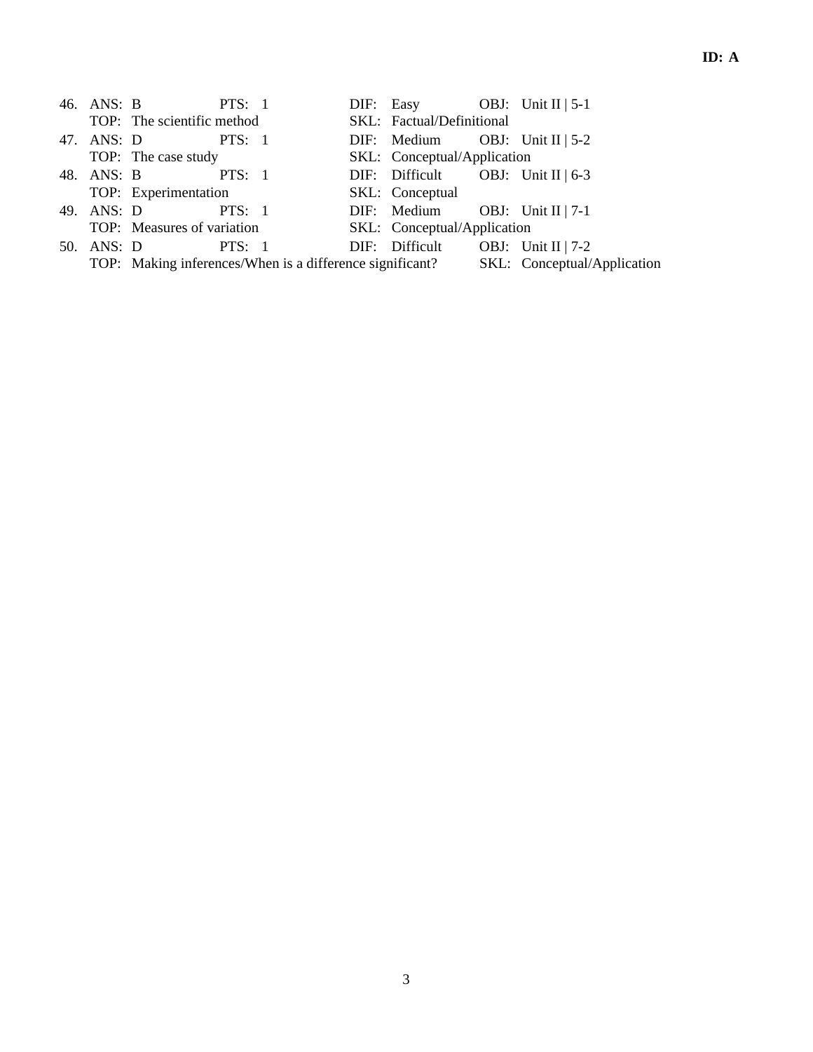46. ANS: B PTS: 1 DIF: Easy OBJ: Unit II | 5-1
TOP: The scientific method SKL: Factual/Definitional

47. ANS: D PTS: 1 DIF: Medium OBJ: Unit II | 5-2
TOP: The case study SKL: Conceptual/Application

48. ANS: B PTS: 1 DIF: Difficult OBJ: Unit II | 6-3
TOP: Experimentation SKL: Conceptual

49. ANS: D PTS: 1 DIF: Medium OBJ: Unit II | 7-1
TOP: Measures of variation SKL: Conceptual/Application

50. ANS: D PTS: 1 DIF: Difficult OBJ: Unit II | 7-2
TOP: Making inferences/When is a difference significant? SKL: Conceptual/Application